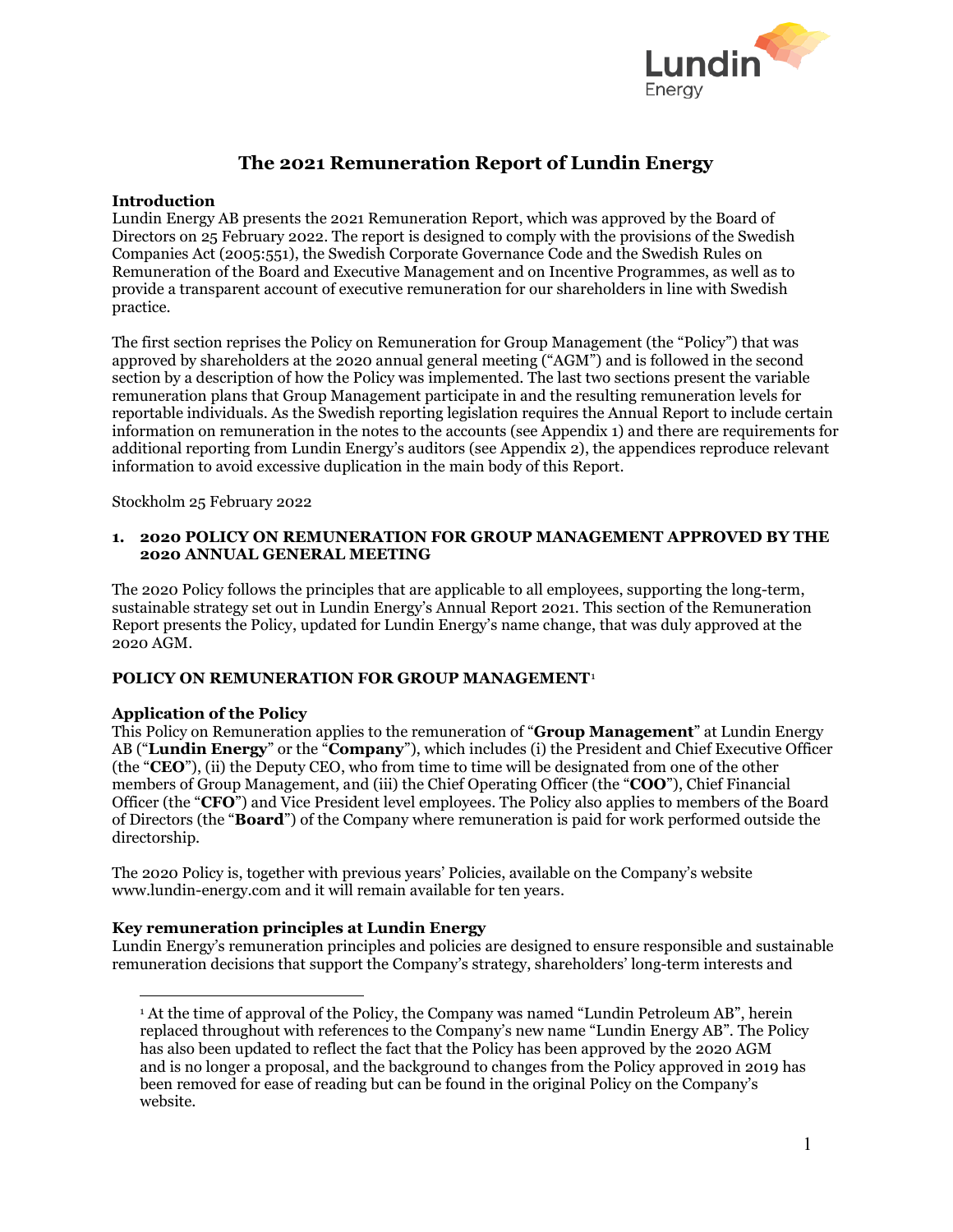# The 2021 Remuneration Report of Lundin Energy

**Introduction**

Lundin Energy AB presents the 2021 Remuneration Report, which was approved by the Board of Directors on 25 February 2022. The report is designed to comply with the provisions of the Swedish Companies Act (2005:551), the Swedish Corporate Governance Code and the Swedish Rules on Remuneration of the Board and Executive Management and on Incentive Programmes, as well as to provide a transparent account of executive remuneration for our shareholders in line with Swedish practice.

The first section reprises the Policy on Remuneration for Group Management (the "Policy") that was approved by shareholders at the 2020 annual general meeting ("AGM") and is followed in the second section by a description of how the Policy was implemented. The last two sections present the variable remuneration plans that Group Management participate in and the resulting remuneration levels for reportable individuals. As the Swedish reporting legislation requires the Annual Report to include certain information on remuneration in the notes to the accounts (see Appendix 1) and there are requirements for additional reporting from Lundin Energy's auditors (see Appendix 2), the appendices reproduce relevant information to avoid excessive duplication in the main body of this Report.

Stockholm 25 February 2022

## 1. 2020 POLICY ON REMUNERATION FOR GROUP MANAGEMENT APPROVED BY THE 2020 ANNUAL GENERAL MEETING

The 2020 Policy follows the principles that are applicable to all employees, supporting the long-term, sustainable strategy set out in Lundin Energy's Annual Report 2021. This section of the Remuneration Report presents the Policy, updated for Lundin Energy's name change, that was duly approved at the 2020 AGM.

### POLICY ON REMUNERATION FOR GROUP MANAGEMENT[1]

**Application of the Policy**

This Policy on Remuneration applies to the remuneration of "**Group Management**" at Lundin Energy AB ("**Lundin Energy**" or the "**Company**"), which includes (i) the President and Chief Executive Officer (the "**CEO**"), (ii) the Deputy CEO, who from time to time will be designated from one of the other members of Group Management, and (iii) the Chief Operating Officer (the "**COO**"), Chief Financial Officer (the "**CFO**") and Vice President level employees. The Policy also applies to members of the Board of Directors (the "**Board**") of the Company where remuneration is paid for work performed outside the directorship.

The 2020 Policy is, together with previous years' Policies, available on the Company's website www.lundin-energy.com and it will remain available for ten years.

**Key remuneration principles at Lundin Energy**

Lundin Energy's remuneration principles and policies are designed to ensure responsible and sustainable remuneration decisions that support the Company's strategy, shareholders' long-term interests and

---

[1] At the time of approval of the Policy, the Company was named "Lundin Petroleum AB", herein replaced throughout with references to the Company's new name "Lundin Energy AB". The Policy has also been updated to reflect the fact that the Policy has been approved by the 2020 AGM and is no longer a proposal, and the background to changes from the Policy approved in 2019 has been removed for ease of reading but can be found in the original Policy on the Company's website.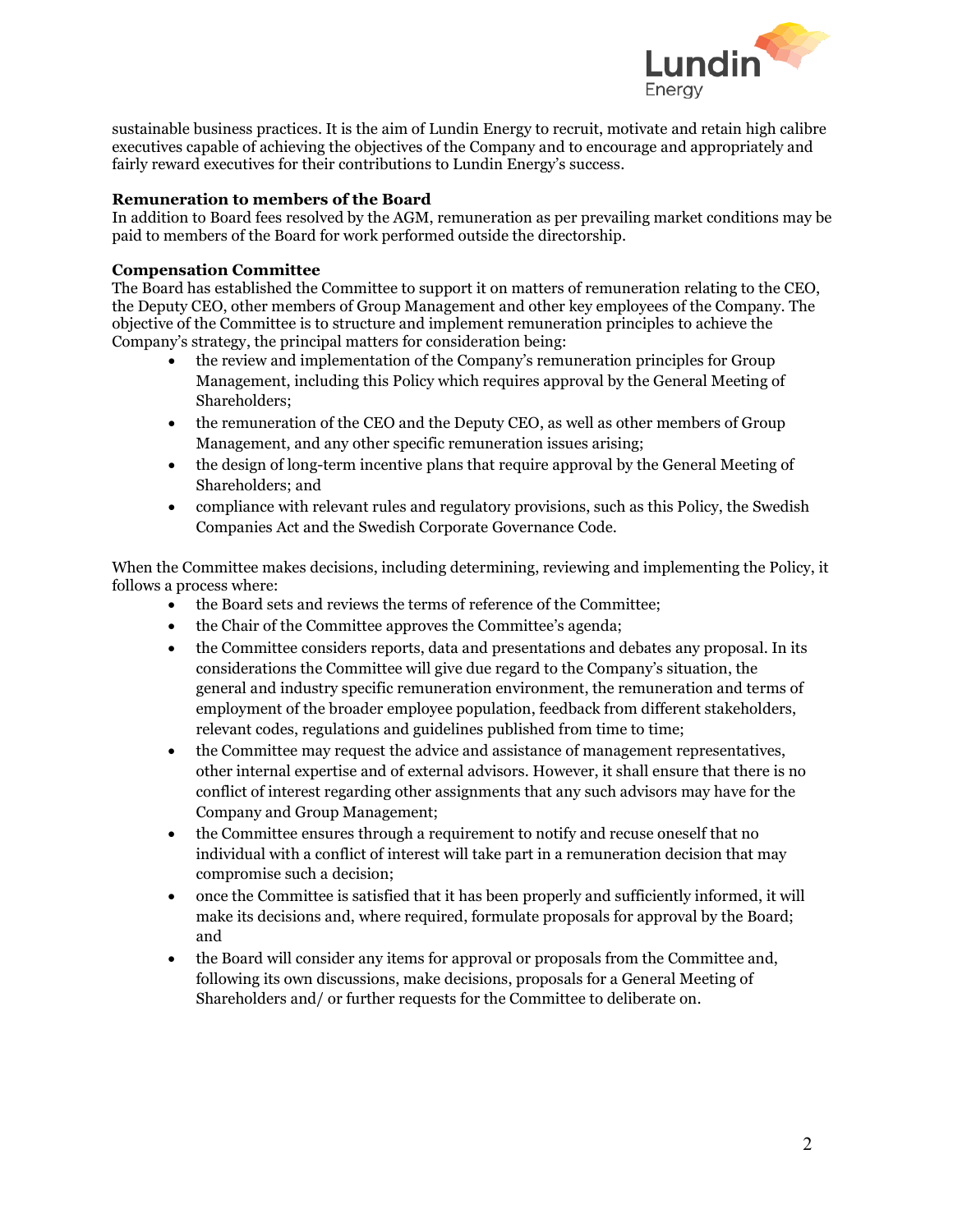sustainable business practices. It is the aim of Lundin Energy to recruit, motivate and retain high calibre executives capable of achieving the objectives of the Company and to encourage and appropriately and fairly reward executives for their contributions to Lundin Energy's success.

**Remuneration to members of the Board**

In addition to Board fees resolved by the AGM, remuneration as per prevailing market conditions may be paid to members of the Board for work performed outside the directorship.

**Compensation Committee**

The Board has established the Committee to support it on matters of remuneration relating to the CEO, the Deputy CEO, other members of Group Management and other key employees of the Company. The objective of the Committee is to structure and implement remuneration principles to achieve the Company's strategy, the principal matters for consideration being:

- the review and implementation of the Company's remuneration principles for Group Management, including this Policy which requires approval by the General Meeting of Shareholders;
- the remuneration of the CEO and the Deputy CEO, as well as other members of Group Management, and any other specific remuneration issues arising;
- the design of long-term incentive plans that require approval by the General Meeting of Shareholders; and
- compliance with relevant rules and regulatory provisions, such as this Policy, the Swedish Companies Act and the Swedish Corporate Governance Code.

When the Committee makes decisions, including determining, reviewing and implementing the Policy, it follows a process where:

- the Board sets and reviews the terms of reference of the Committee;
- the Chair of the Committee approves the Committee's agenda;
- the Committee considers reports, data and presentations and debates any proposal. In its considerations the Committee will give due regard to the Company's situation, the general and industry specific remuneration environment, the remuneration and terms of employment of the broader employee population, feedback from different stakeholders, relevant codes, regulations and guidelines published from time to time;
- the Committee may request the advice and assistance of management representatives, other internal expertise and of external advisors. However, it shall ensure that there is no conflict of interest regarding other assignments that any such advisors may have for the Company and Group Management;
- the Committee ensures through a requirement to notify and recuse oneself that no individual with a conflict of interest will take part in a remuneration decision that may compromise such a decision;
- once the Committee is satisfied that it has been properly and sufficiently informed, it will make its decisions and, where required, formulate proposals for approval by the Board; and
- the Board will consider any items for approval or proposals from the Committee and, following its own discussions, make decisions, proposals for a General Meeting of Shareholders and/ or further requests for the Committee to deliberate on.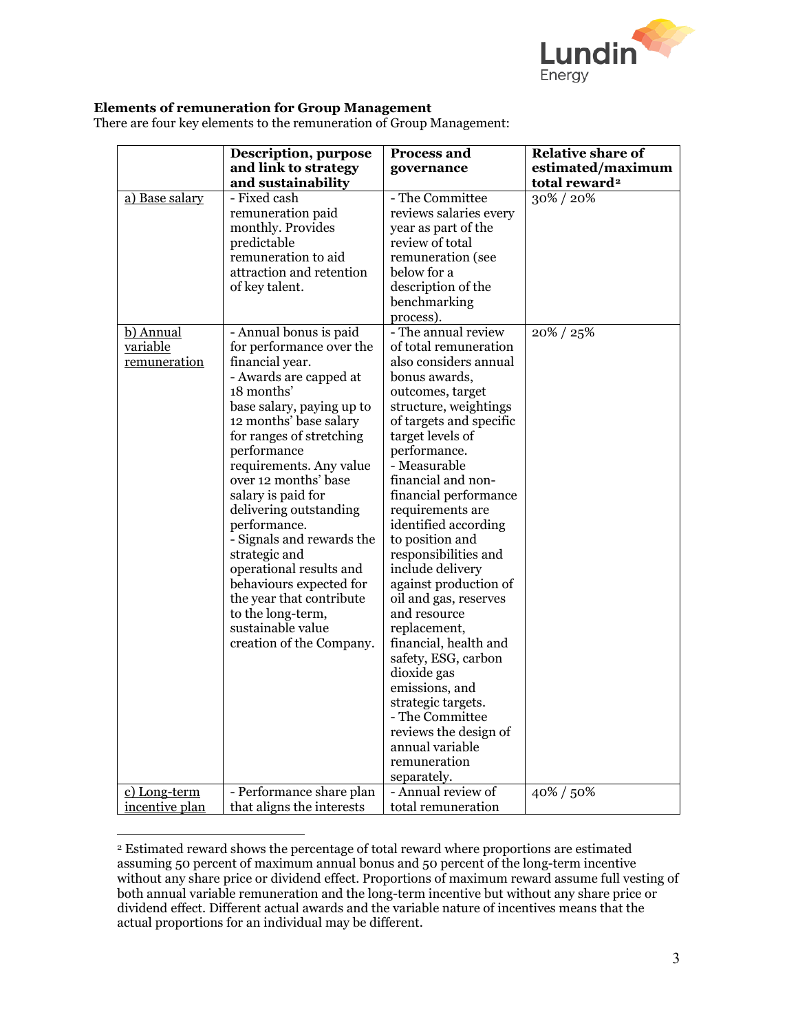**Elements of remuneration for Group Management**

There are four key elements to the remuneration of Group Management:

| | Description, purpose and link to strategy and sustainability | Process and governance | Relative share of estimated/maximum total reward[2] |
|---|---|---|---|
| a) Base salary | - Fixed cash remuneration paid monthly. Provides predictable remuneration to aid attraction and retention of key talent. | - The Committee reviews salaries every year as part of the review of total remuneration (see below for a description of the benchmarking process). | 30% / 20% |
| b) Annual variable remuneration | - Annual bonus is paid for performance over the financial year.<br>- Awards are capped at 18 months' base salary, paying up to 12 months' base salary for ranges of stretching performance requirements. Any value over 12 months' base salary is paid for delivering outstanding performance.<br>- Signals and rewards the strategic and operational results and behaviours expected for the year that contribute to the long-term, sustainable value creation of the Company. | - The annual review of total remuneration also considers annual bonus awards, outcomes, target structure, weightings of targets and specific target levels of performance.<br>- Measurable financial and non-financial performance requirements are identified according to position and responsibilities and include delivery against production of oil and gas, reserves and resource replacement, financial, health and safety, ESG, carbon dioxide gas emissions, and strategic targets.<br>- The Committee reviews the design of annual variable remuneration separately. | 20% / 25% |
| c) Long-term incentive plan | - Performance share plan that aligns the interests | - Annual review of total remuneration | 40% / 50% |

[2] Estimated reward shows the percentage of total reward where proportions are estimated assuming 50 percent of maximum annual bonus and 50 percent of the long-term incentive without any share price or dividend effect. Proportions of maximum reward assume full vesting of both annual variable remuneration and the long-term incentive but without any share price or dividend effect. Different actual awards and the variable nature of incentives means that the actual proportions for an individual may be different.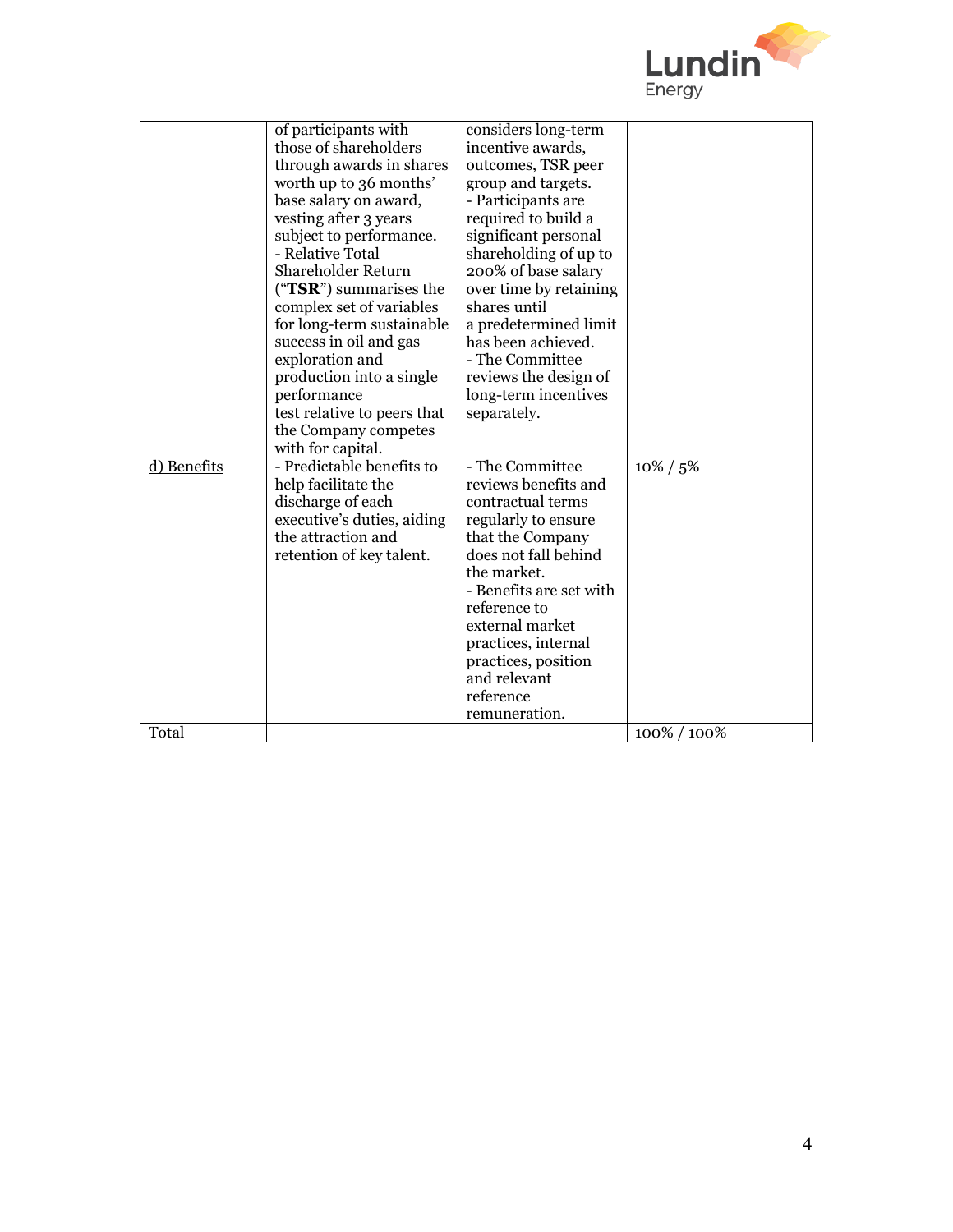| | | | |
|---|---|---|---|
| | of participants with those of shareholders through awards in shares worth up to 36 months' base salary on award, vesting after 3 years subject to performance.<br>- Relative Total Shareholder Return ("**TSR**") summarises the complex set of variables for long-term sustainable success in oil and gas exploration and production into a single performance test relative to peers that the Company competes with for capital. | considers long-term incentive awards, outcomes, TSR peer group and targets.<br>- Participants are required to build a significant personal shareholding of up to 200% of base salary over time by retaining shares until a predetermined limit has been achieved.<br>- The Committee reviews the design of long-term incentives separately. | |
| d) Benefits | - Predictable benefits to help facilitate the discharge of each executive's duties, aiding the attraction and retention of key talent. | - The Committee reviews benefits and contractual terms regularly to ensure that the Company does not fall behind the market.<br>- Benefits are set with reference to external market practices, internal practices, position and relevant reference remuneration. | 10% / 5% |
| Total | | | 100% / 100% |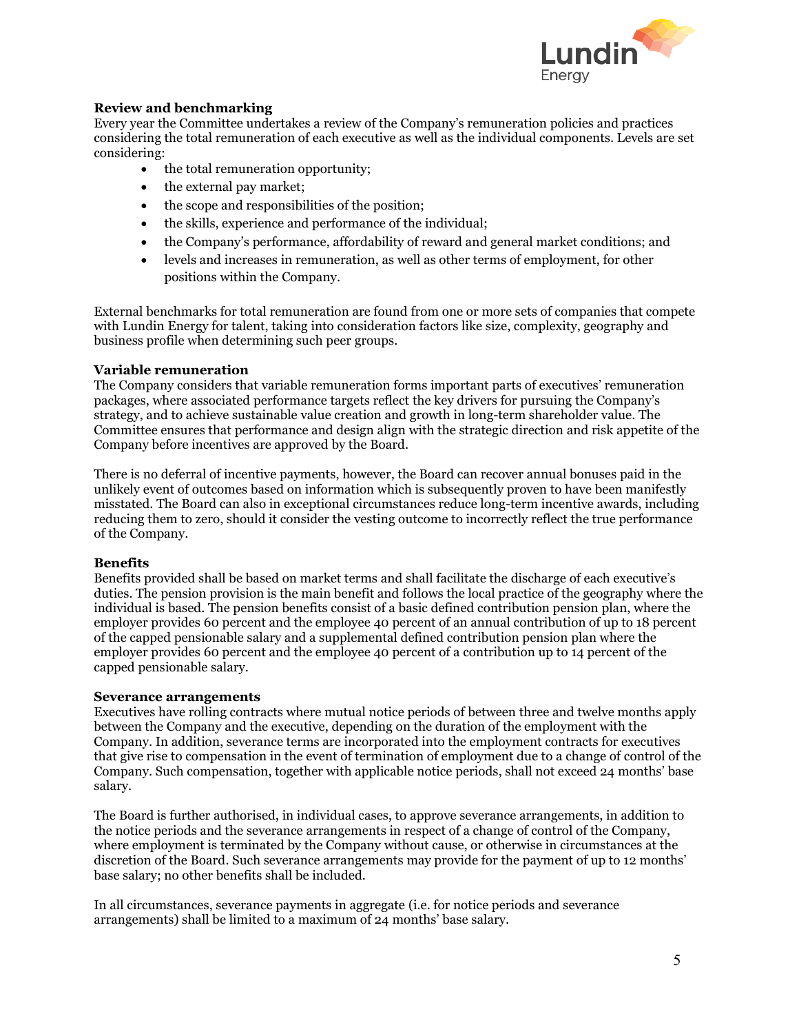### Review and benchmarking

Every year the Committee undertakes a review of the Company's remuneration policies and practices considering the total remuneration of each executive as well as the individual components. Levels are set considering:

- the total remuneration opportunity;
- the external pay market;
- the scope and responsibilities of the position;
- the skills, experience and performance of the individual;
- the Company's performance, affordability of reward and general market conditions; and
- levels and increases in remuneration, as well as other terms of employment, for other positions within the Company.

External benchmarks for total remuneration are found from one or more sets of companies that compete with Lundin Energy for talent, taking into consideration factors like size, complexity, geography and business profile when determining such peer groups.

### Variable remuneration

The Company considers that variable remuneration forms important parts of executives' remuneration packages, where associated performance targets reflect the key drivers for pursuing the Company's strategy, and to achieve sustainable value creation and growth in long-term shareholder value. The Committee ensures that performance and design align with the strategic direction and risk appetite of the Company before incentives are approved by the Board.

There is no deferral of incentive payments, however, the Board can recover annual bonuses paid in the unlikely event of outcomes based on information which is subsequently proven to have been manifestly misstated. The Board can also in exceptional circumstances reduce long-term incentive awards, including reducing them to zero, should it consider the vesting outcome to incorrectly reflect the true performance of the Company.

### Benefits

Benefits provided shall be based on market terms and shall facilitate the discharge of each executive's duties. The pension provision is the main benefit and follows the local practice of the geography where the individual is based. The pension benefits consist of a basic defined contribution pension plan, where the employer provides 60 percent and the employee 40 percent of an annual contribution of up to 18 percent of the capped pensionable salary and a supplemental defined contribution pension plan where the employer provides 60 percent and the employee 40 percent of a contribution up to 14 percent of the capped pensionable salary.

### Severance arrangements

Executives have rolling contracts where mutual notice periods of between three and twelve months apply between the Company and the executive, depending on the duration of the employment with the Company. In addition, severance terms are incorporated into the employment contracts for executives that give rise to compensation in the event of termination of employment due to a change of control of the Company. Such compensation, together with applicable notice periods, shall not exceed 24 months' base salary.

The Board is further authorised, in individual cases, to approve severance arrangements, in addition to the notice periods and the severance arrangements in respect of a change of control of the Company, where employment is terminated by the Company without cause, or otherwise in circumstances at the discretion of the Board. Such severance arrangements may provide for the payment of up to 12 months' base salary; no other benefits shall be included.

In all circumstances, severance payments in aggregate (i.e. for notice periods and severance arrangements) shall be limited to a maximum of 24 months' base salary.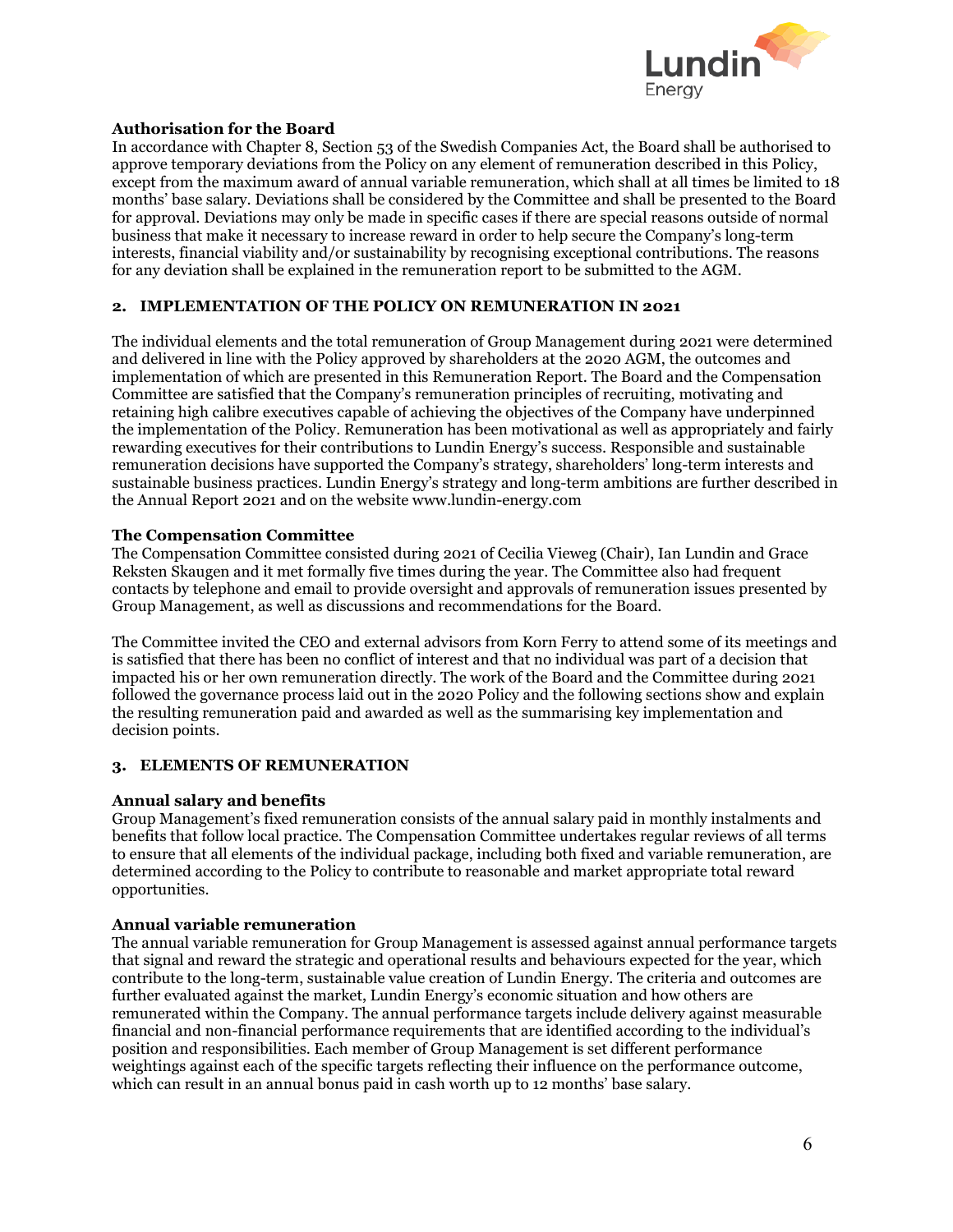### Authorisation for the Board

In accordance with Chapter 8, Section 53 of the Swedish Companies Act, the Board shall be authorised to approve temporary deviations from the Policy on any element of remuneration described in this Policy, except from the maximum award of annual variable remuneration, which shall at all times be limited to 18 months' base salary. Deviations shall be considered by the Committee and shall be presented to the Board for approval. Deviations may only be made in specific cases if there are special reasons outside of normal business that make it necessary to increase reward in order to help secure the Company's long-term interests, financial viability and/or sustainability by recognising exceptional contributions. The reasons for any deviation shall be explained in the remuneration report to be submitted to the AGM.

## 2. IMPLEMENTATION OF THE POLICY ON REMUNERATION IN 2021

The individual elements and the total remuneration of Group Management during 2021 were determined and delivered in line with the Policy approved by shareholders at the 2020 AGM, the outcomes and implementation of which are presented in this Remuneration Report. The Board and the Compensation Committee are satisfied that the Company's remuneration principles of recruiting, motivating and retaining high calibre executives capable of achieving the objectives of the Company have underpinned the implementation of the Policy. Remuneration has been motivational as well as appropriately and fairly rewarding executives for their contributions to Lundin Energy's success. Responsible and sustainable remuneration decisions have supported the Company's strategy, shareholders' long-term interests and sustainable business practices. Lundin Energy's strategy and long-term ambitions are further described in the Annual Report 2021 and on the website www.lundin-energy.com

### The Compensation Committee

The Compensation Committee consisted during 2021 of Cecilia Vieweg (Chair), Ian Lundin and Grace Reksten Skaugen and it met formally five times during the year. The Committee also had frequent contacts by telephone and email to provide oversight and approvals of remuneration issues presented by Group Management, as well as discussions and recommendations for the Board.

The Committee invited the CEO and external advisors from Korn Ferry to attend some of its meetings and is satisfied that there has been no conflict of interest and that no individual was part of a decision that impacted his or her own remuneration directly. The work of the Board and the Committee during 2021 followed the governance process laid out in the 2020 Policy and the following sections show and explain the resulting remuneration paid and awarded as well as the summarising key implementation and decision points.

## 3. ELEMENTS OF REMUNERATION

### Annual salary and benefits

Group Management's fixed remuneration consists of the annual salary paid in monthly instalments and benefits that follow local practice. The Compensation Committee undertakes regular reviews of all terms to ensure that all elements of the individual package, including both fixed and variable remuneration, are determined according to the Policy to contribute to reasonable and market appropriate total reward opportunities.

### Annual variable remuneration

The annual variable remuneration for Group Management is assessed against annual performance targets that signal and reward the strategic and operational results and behaviours expected for the year, which contribute to the long-term, sustainable value creation of Lundin Energy. The criteria and outcomes are further evaluated against the market, Lundin Energy's economic situation and how others are remunerated within the Company. The annual performance targets include delivery against measurable financial and non-financial performance requirements that are identified according to the individual's position and responsibilities. Each member of Group Management is set different performance weightings against each of the specific targets reflecting their influence on the performance outcome, which can result in an annual bonus paid in cash worth up to 12 months' base salary.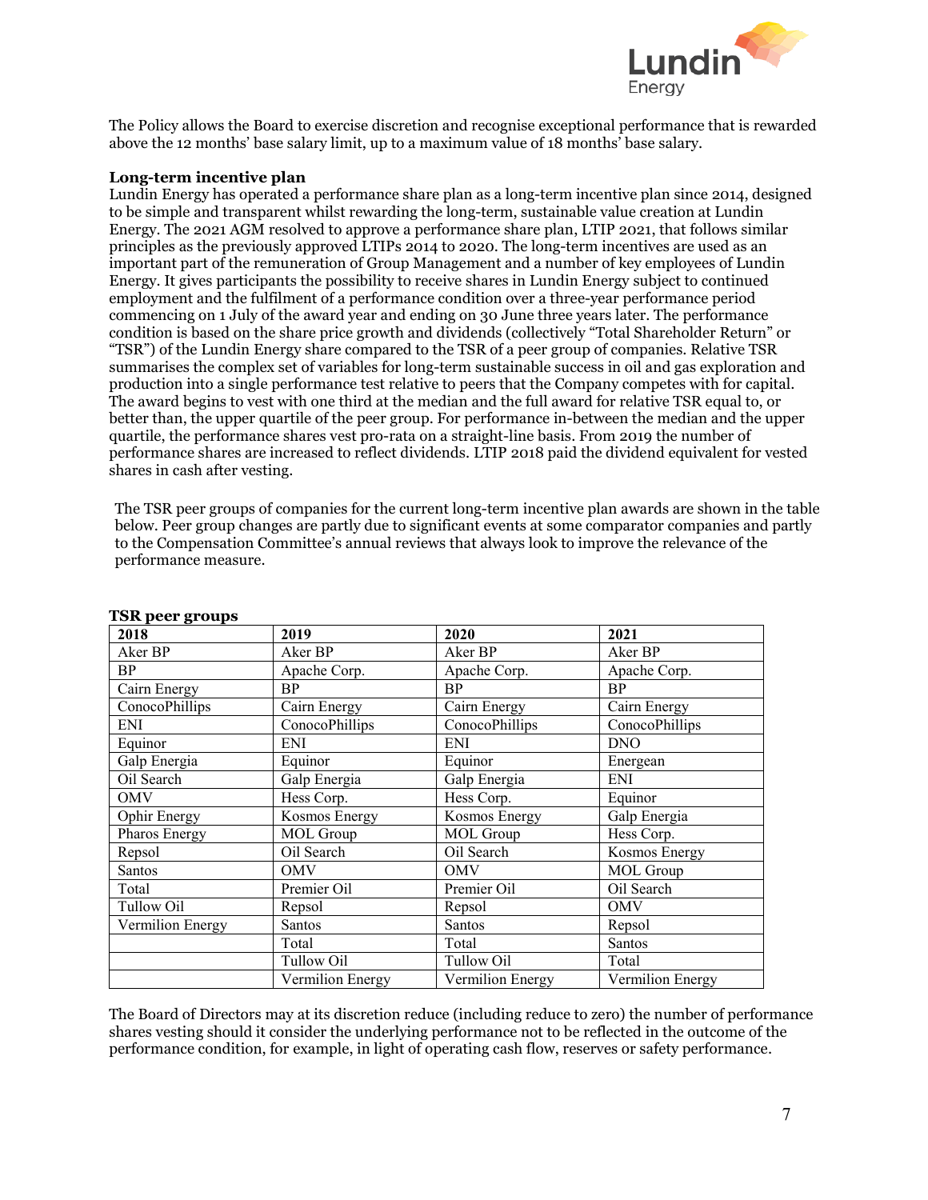The Policy allows the Board to exercise discretion and recognise exceptional performance that is rewarded above the 12 months' base salary limit, up to a maximum value of 18 months' base salary.

**Long-term incentive plan**

Lundin Energy has operated a performance share plan as a long-term incentive plan since 2014, designed to be simple and transparent whilst rewarding the long-term, sustainable value creation at Lundin Energy. The 2021 AGM resolved to approve a performance share plan, LTIP 2021, that follows similar principles as the previously approved LTIPs 2014 to 2020. The long-term incentives are used as an important part of the remuneration of Group Management and a number of key employees of Lundin Energy. It gives participants the possibility to receive shares in Lundin Energy subject to continued employment and the fulfilment of a performance condition over a three-year performance period commencing on 1 July of the award year and ending on 30 June three years later. The performance condition is based on the share price growth and dividends (collectively "Total Shareholder Return" or "TSR") of the Lundin Energy share compared to the TSR of a peer group of companies. Relative TSR summarises the complex set of variables for long-term sustainable success in oil and gas exploration and production into a single performance test relative to peers that the Company competes with for capital. The award begins to vest with one third at the median and the full award for relative TSR equal to, or better than, the upper quartile of the peer group. For performance in-between the median and the upper quartile, the performance shares vest pro-rata on a straight-line basis. From 2019 the number of performance shares are increased to reflect dividends. LTIP 2018 paid the dividend equivalent for vested shares in cash after vesting.

The TSR peer groups of companies for the current long-term incentive plan awards are shown in the table below. Peer group changes are partly due to significant events at some comparator companies and partly to the Compensation Committee's annual reviews that always look to improve the relevance of the performance measure.

**TSR peer groups**

| 2018 | 2019 | 2020 | 2021 |
|---|---|---|---|
| Aker BP | Aker BP | Aker BP | Aker BP |
| BP | Apache Corp. | Apache Corp. | Apache Corp. |
| Cairn Energy | BP | BP | BP |
| ConocoPhillips | Cairn Energy | Cairn Energy | Cairn Energy |
| ENI | ConocoPhillips | ConocoPhillips | ConocoPhillips |
| Equinor | ENI | ENI | DNO |
| Galp Energia | Equinor | Equinor | Energean |
| Oil Search | Galp Energia | Galp Energia | ENI |
| OMV | Hess Corp. | Hess Corp. | Equinor |
| Ophir Energy | Kosmos Energy | Kosmos Energy | Galp Energia |
| Pharos Energy | MOL Group | MOL Group | Hess Corp. |
| Repsol | Oil Search | Oil Search | Kosmos Energy |
| Santos | OMV | OMV | MOL Group |
| Total | Premier Oil | Premier Oil | Oil Search |
| Tullow Oil | Repsol | Repsol | OMV |
| Vermilion Energy | Santos | Santos | Repsol |
| | Total | Total | Santos |
| | Tullow Oil | Tullow Oil | Total |
| | Vermilion Energy | Vermilion Energy | Vermilion Energy |

The Board of Directors may at its discretion reduce (including reduce to zero) the number of performance shares vesting should it consider the underlying performance not to be reflected in the outcome of the performance condition, for example, in light of operating cash flow, reserves or safety performance.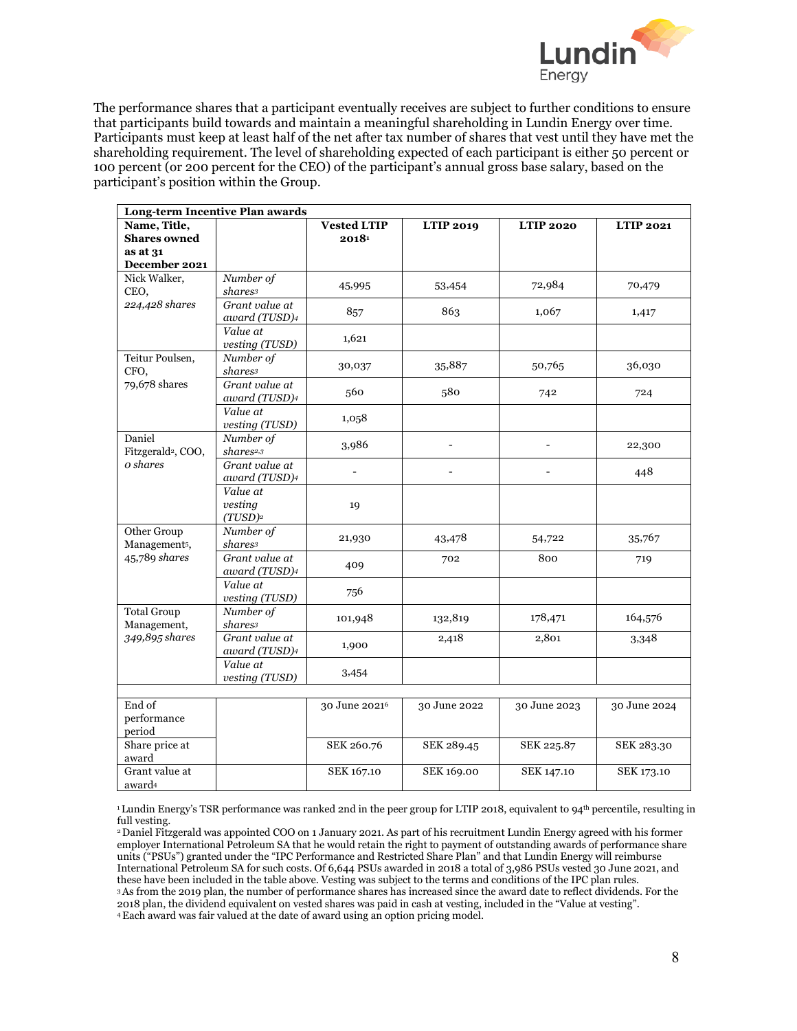The performance shares that a participant eventually receives are subject to further conditions to ensure that participants build towards and maintain a meaningful shareholding in Lundin Energy over time. Participants must keep at least half of the net after tax number of shares that vest until they have met the shareholding requirement. The level of shareholding expected of each participant is either 50 percent or 100 percent (or 200 percent for the CEO) of the participant's annual gross base salary, based on the participant's position within the Group.

| **Long-term Incentive Plan awards** | | | | | |
|---|---|---|---|---|---|
| **Name, Title, Shares owned as at 31 December 2021** | | **Vested LTIP 2018**[1] | **LTIP 2019** | **LTIP 2020** | **LTIP 2021** |
| Nick Walker, CEO, *224,428 shares* | *Number of shares*[3] | 45,995 | 53,454 | 72,984 | 70,479 |
| | *Grant value at award (TUSD)*[4] | 857 | 863 | 1,067 | 1,417 |
| | *Value at vesting (TUSD)* | 1,621 | | | |
| Teitur Poulsen, CFO, 79,678 shares | *Number of shares*[3] | 30,037 | 35,887 | 50,765 | 36,030 |
| | *Grant value at award (TUSD)*[4] | 560 | 580 | 742 | 724 |
| | *Value at vesting (TUSD)* | 1,058 | | | |
| Daniel Fitzgerald[2], COO, *0 shares* | *Number of shares*[2,3] | 3,986 | - | - | 22,300 |
| | *Grant value at award (TUSD)*[4] | - | - | - | 448 |
| | *Value at vesting (TUSD)*[2] | 19 | | | |
| Other Group Management[5], 45,789 *shares* | *Number of shares*[3] | 21,930 | 43,478 | 54,722 | 35,767 |
| | *Grant value at award (TUSD)*[4] | 409 | 702 | 800 | 719 |
| | *Value at vesting (TUSD)* | 756 | | | |
| Total Group Management, *349,895 shares* | *Number of shares*[3] | 101,948 | 132,819 | 178,471 | 164,576 |
| | *Grant value at award (TUSD)*[4] | 1,900 | 2,418 | 2,801 | 3,348 |
| | *Value at vesting (TUSD)* | 3,454 | | | |
| | | | | | |
| End of performance period | | 30 June 2021[6] | 30 June 2022 | 30 June 2023 | 30 June 2024 |
| Share price at award | | SEK 260.76 | SEK 289.45 | SEK 225.87 | SEK 283.30 |
| Grant value at award[4] | | SEK 167.10 | SEK 169.00 | SEK 147.10 | SEK 173.10 |

[1] Lundin Energy's TSR performance was ranked 2nd in the peer group for LTIP 2018, equivalent to 94th percentile, resulting in full vesting.
[2] Daniel Fitzgerald was appointed COO on 1 January 2021. As part of his recruitment Lundin Energy agreed with his former employer International Petroleum SA that he would retain the right to payment of outstanding awards of performance share units ("PSUs") granted under the "IPC Performance and Restricted Share Plan" and that Lundin Energy will reimburse International Petroleum SA for such costs. Of 6,644 PSUs awarded in 2018 a total of 3,986 PSUs vested 30 June 2021, and these have been included in the table above. Vesting was subject to the terms and conditions of the IPC plan rules.
[3] As from the 2019 plan, the number of performance shares has increased since the award date to reflect dividends. For the 2018 plan, the dividend equivalent on vested shares was paid in cash at vesting, included in the "Value at vesting".
[4] Each award was fair valued at the date of award using an option pricing model.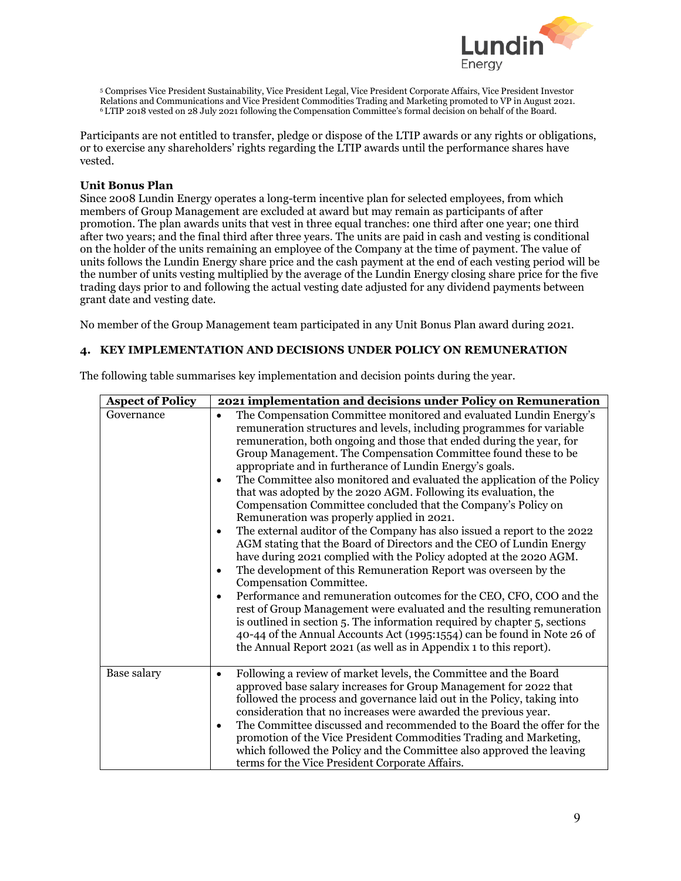[5] Comprises Vice President Sustainability, Vice President Legal, Vice President Corporate Affairs, Vice President Investor Relations and Communications and Vice President Commodities Trading and Marketing promoted to VP in August 2021.
[6] LTIP 2018 vested on 28 July 2021 following the Compensation Committee's formal decision on behalf of the Board.

Participants are not entitled to transfer, pledge or dispose of the LTIP awards or any rights or obligations, or to exercise any shareholders' rights regarding the LTIP awards until the performance shares have vested.

**Unit Bonus Plan**
Since 2008 Lundin Energy operates a long-term incentive plan for selected employees, from which members of Group Management are excluded at award but may remain as participants of after promotion. The plan awards units that vest in three equal tranches: one third after one year; one third after two years; and the final third after three years. The units are paid in cash and vesting is conditional on the holder of the units remaining an employee of the Company at the time of payment. The value of units follows the Lundin Energy share price and the cash payment at the end of each vesting period will be the number of units vesting multiplied by the average of the Lundin Energy closing share price for the five trading days prior to and following the actual vesting date adjusted for any dividend payments between grant date and vesting date.

No member of the Group Management team participated in any Unit Bonus Plan award during 2021.

## 4. KEY IMPLEMENTATION AND DECISIONS UNDER POLICY ON REMUNERATION

The following table summarises key implementation and decision points during the year.

| Aspect of Policy | 2021 implementation and decisions under Policy on Remuneration |
|---|---|
| Governance | • The Compensation Committee monitored and evaluated Lundin Energy's remuneration structures and levels, including programmes for variable remuneration, both ongoing and those that ended during the year, for Group Management. The Compensation Committee found these to be appropriate and in furtherance of Lundin Energy's goals.<br>• The Committee also monitored and evaluated the application of the Policy that was adopted by the 2020 AGM. Following its evaluation, the Compensation Committee concluded that the Company's Policy on Remuneration was properly applied in 2021.<br>• The external auditor of the Company has also issued a report to the 2022 AGM stating that the Board of Directors and the CEO of Lundin Energy have during 2021 complied with the Policy adopted at the 2020 AGM.<br>• The development of this Remuneration Report was overseen by the Compensation Committee.<br>• Performance and remuneration outcomes for the CEO, CFO, COO and the rest of Group Management were evaluated and the resulting remuneration is outlined in section 5. The information required by chapter 5, sections 40-44 of the Annual Accounts Act (1995:1554) can be found in Note 26 of the Annual Report 2021 (as well as in Appendix 1 to this report). |
| Base salary | • Following a review of market levels, the Committee and the Board approved base salary increases for Group Management for 2022 that followed the process and governance laid out in the Policy, taking into consideration that no increases were awarded the previous year.<br>• The Committee discussed and recommended to the Board the offer for the promotion of the Vice President Commodities Trading and Marketing, which followed the Policy and the Committee also approved the leaving terms for the Vice President Corporate Affairs. |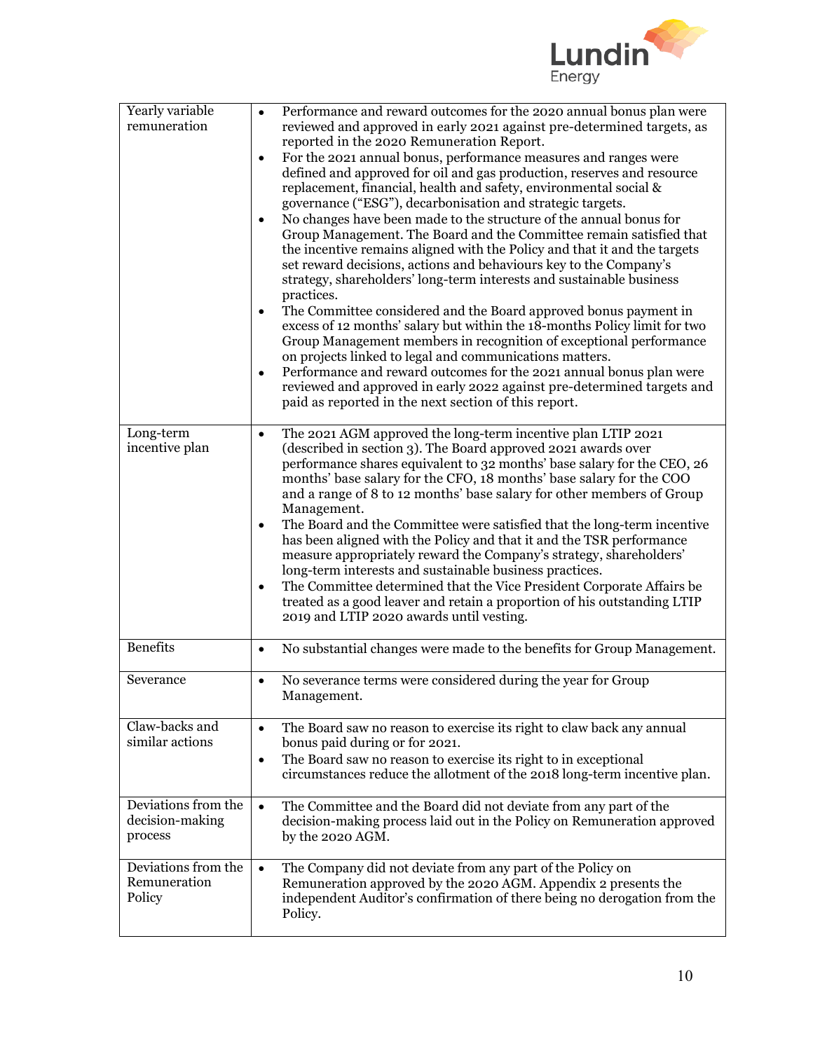| | |
|---|---|
| Yearly variable remuneration | • Performance and reward outcomes for the 2020 annual bonus plan were reviewed and approved in early 2021 against pre-determined targets, as reported in the 2020 Remuneration Report.<br>• For the 2021 annual bonus, performance measures and ranges were defined and approved for oil and gas production, reserves and resource replacement, financial, health and safety, environmental social & governance ("ESG"), decarbonisation and strategic targets.<br>• No changes have been made to the structure of the annual bonus for Group Management. The Board and the Committee remain satisfied that the incentive remains aligned with the Policy and that it and the targets set reward decisions, actions and behaviours key to the Company's strategy, shareholders' long-term interests and sustainable business practices.<br>• The Committee considered and the Board approved bonus payment in excess of 12 months' salary but within the 18-months Policy limit for two Group Management members in recognition of exceptional performance on projects linked to legal and communications matters.<br>• Performance and reward outcomes for the 2021 annual bonus plan were reviewed and approved in early 2022 against pre-determined targets and paid as reported in the next section of this report. |
| Long-term incentive plan | • The 2021 AGM approved the long-term incentive plan LTIP 2021 (described in section 3). The Board approved 2021 awards over performance shares equivalent to 32 months' base salary for the CEO, 26 months' base salary for the CFO, 18 months' base salary for the COO and a range of 8 to 12 months' base salary for other members of Group Management.<br>• The Board and the Committee were satisfied that the long-term incentive has been aligned with the Policy and that it and the TSR performance measure appropriately reward the Company's strategy, shareholders' long-term interests and sustainable business practices.<br>• The Committee determined that the Vice President Corporate Affairs be treated as a good leaver and retain a proportion of his outstanding LTIP 2019 and LTIP 2020 awards until vesting. |
| Benefits | • No substantial changes were made to the benefits for Group Management. |
| Severance | • No severance terms were considered during the year for Group Management. |
| Claw-backs and similar actions | • The Board saw no reason to exercise its right to claw back any annual bonus paid during or for 2021.<br>• The Board saw no reason to exercise its right to in exceptional circumstances reduce the allotment of the 2018 long-term incentive plan. |
| Deviations from the decision-making process | • The Committee and the Board did not deviate from any part of the decision-making process laid out in the Policy on Remuneration approved by the 2020 AGM. |
| Deviations from the Remuneration Policy | • The Company did not deviate from any part of the Policy on Remuneration approved by the 2020 AGM. Appendix 2 presents the independent Auditor's confirmation of there being no derogation from the Policy. |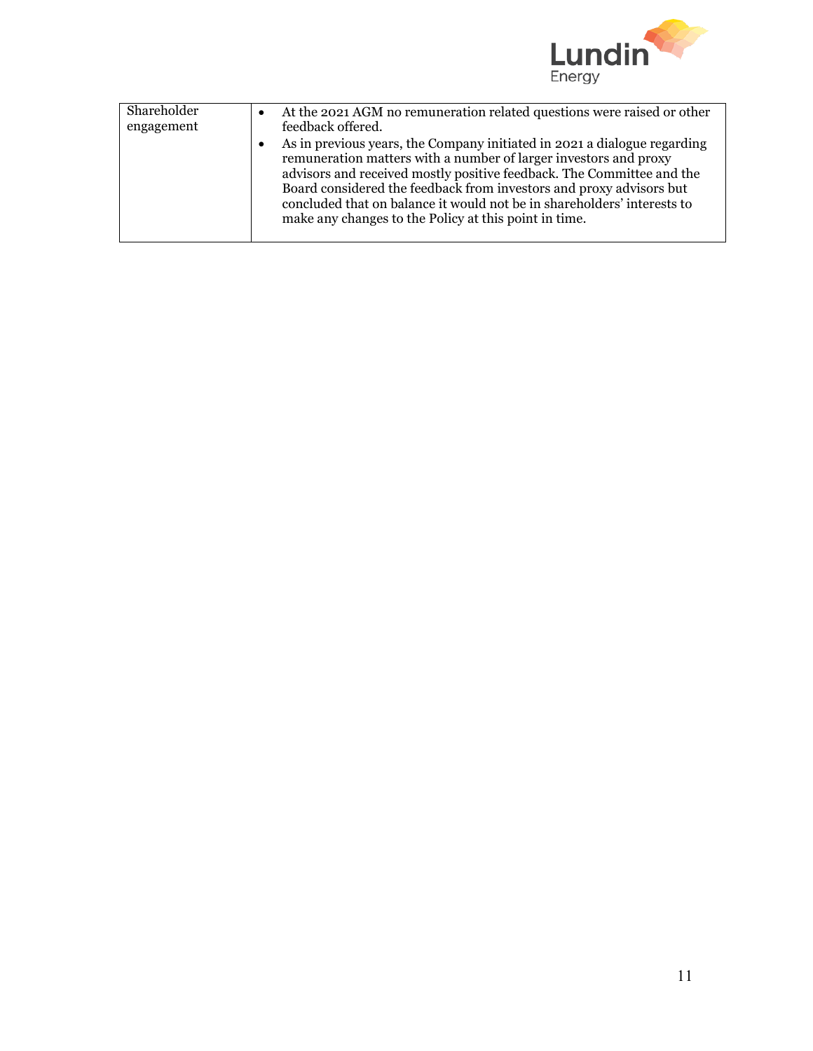| Shareholder engagement | • At the 2021 AGM no remuneration related questions were raised or other feedback offered.<br>• As in previous years, the Company initiated in 2021 a dialogue regarding remuneration matters with a number of larger investors and proxy advisors and received mostly positive feedback. The Committee and the Board considered the feedback from investors and proxy advisors but concluded that on balance it would not be in shareholders' interests to make any changes to the Policy at this point in time. |
|---|---|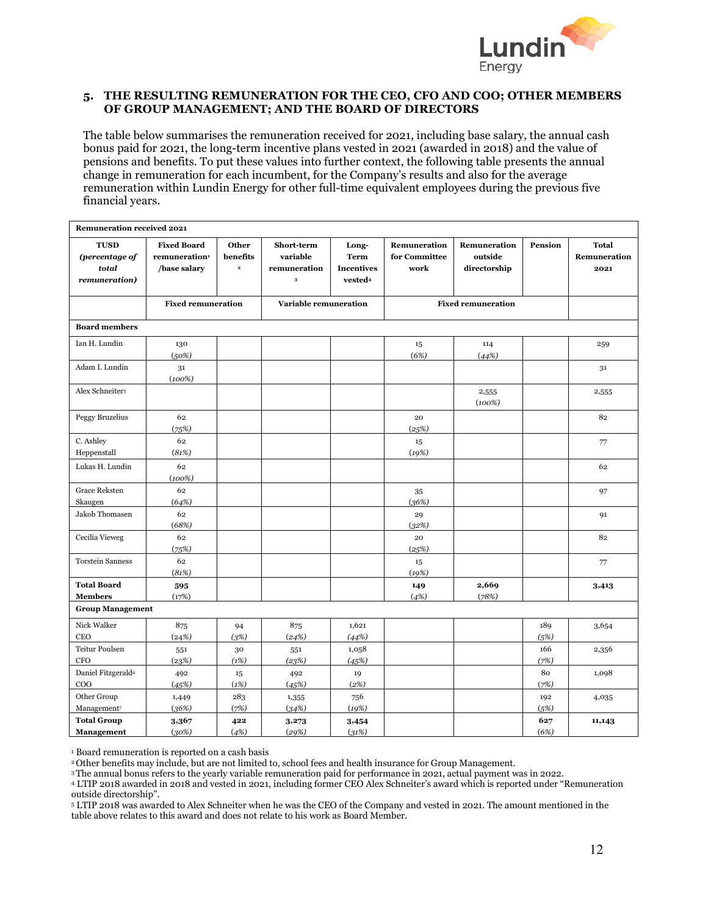## 5. THE RESULTING REMUNERATION FOR THE CEO, CFO AND COO; OTHER MEMBERS OF GROUP MANAGEMENT; AND THE BOARD OF DIRECTORS

The table below summarises the remuneration received for 2021, including base salary, the annual cash bonus paid for 2021, the long-term incentive plans vested in 2021 (awarded in 2018) and the value of pensions and benefits. To put these values into further context, the following table presents the annual change in remuneration for each incumbent, for the Company's results and also for the average remuneration within Lundin Energy for other full-time equivalent employees during the previous five financial years.

| **Remuneration received 2021** | | | | | | | | |
|---|---|---|---|---|---|---|---|---|
| **TUSD** ***(percentage of total remuneration)*** | **Fixed Board remuneration[1] /base salary** | **Other benefits [2]** | **Short-term variable remuneration [3]** | **Long-Term Incentives vested[4]** | **Remuneration for Committee work** | **Remuneration outside directorship** | **Pension** | **Total Remuneration 2021** |
| | **Fixed remuneration** | | **Variable remuneration** | | **Fixed remuneration** | | | |
| **Board members** | | | | | | | | |
| Ian H. Lundin | 130 *(50%)* | | | | 15 *(6%)* | 114 *(44%)* | | 259 |
| Adam I. Lundin | 31 *(100%)* | | | | | | | 31 |
| Alex Schneiter[5] | | | | | | 2,555 *(100%)* | | 2,555 |
| Peggy Bruzelius | 62 *(75%)* | | | | 20 *(25%)* | | | 82 |
| C. Ashley Heppenstall | 62 *(81%)* | | | | 15 *(19%)* | | | 77 |
| Lukas H. Lundin | 62 *(100%)* | | | | | | | 62 |
| Grace Reksten Skaugen | 62 *(64%)* | | | | 35 *(36%)* | | | 97 |
| Jakob Thomasen | 62 *(68%)* | | | | 29 *(32%)* | | | 91 |
| Cecilia Vieweg | 62 *(75%)* | | | | 20 *(25%)* | | | 82 |
| Torstein Sanness | 62 *(81%)* | | | | 15 *(19%)* | | | 77 |
| **Total Board Members** | **595** (17%) | | | | **149** *(4%)* | **2,669** *(78%)* | | **3,413** |
| **Group Management** | | | | | | | | |
| Nick Walker CEO | 875 *(24%)* | 94 *(3%)* | 875 *(24%)* | 1,621 *(44%)* | | | 189 *(5%)* | 3,654 |
| Teitur Poulsen CFO | 551 *(23%)* | 30 *(1%)* | 551 *(23%)* | 1,058 *(45%)* | | | 166 *(7%)* | 2,356 |
| Daniel Fitzgerald[6] COO | 492 *(45%)* | 15 *(1%)* | 492 *(45%)* | 19 *(2%)* | | | 80 *(7%)* | 1,098 |
| Other Group Management[7] | 1,449 *(36%)* | 283 *(7%)* | 1,355 *(34%)* | 756 *(19%)* | | | 192 *(5%)* | 4,035 |
| **Total Group Management** | **3,367** *(30%)* | **422** *(4%)* | **3,273** *(29%)* | **3,454** *(31%)* | | | **627** *(6%)* | **11,143** |

[1] Board remuneration is reported on a cash basis

[2] Other benefits may include, but are not limited to, school fees and health insurance for Group Management.

[3] The annual bonus refers to the yearly variable remuneration paid for performance in 2021, actual payment was in 2022.

[4] LTIP 2018 awarded in 2018 and vested in 2021, including former CEO Alex Schneiter's award which is reported under "Remuneration outside directorship".

[5] LTIP 2018 was awarded to Alex Schneiter when he was the CEO of the Company and vested in 2021. The amount mentioned in the table above relates to this award and does not relate to his work as Board Member.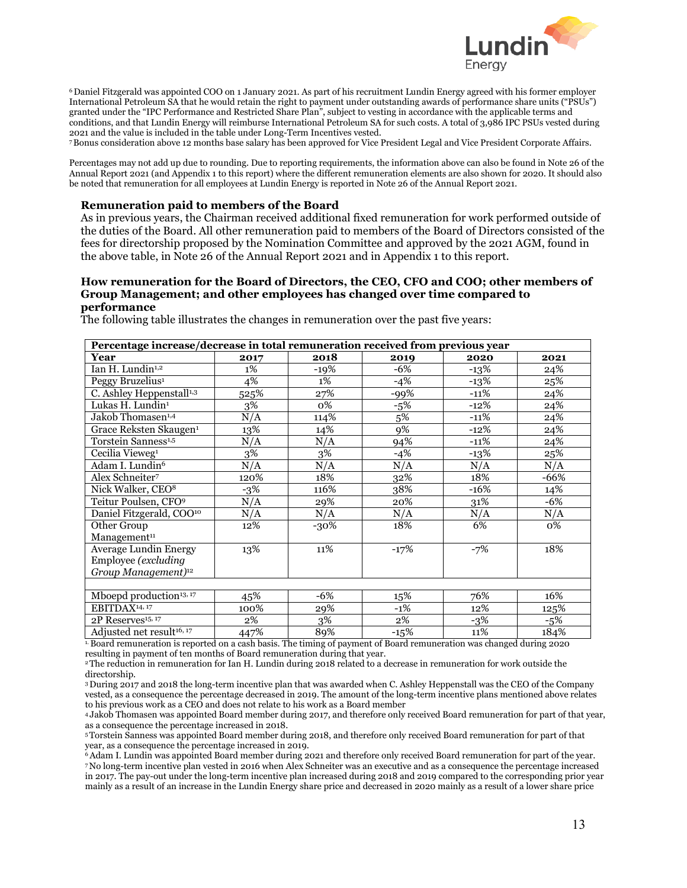[6] Daniel Fitzgerald was appointed COO on 1 January 2021. As part of his recruitment Lundin Energy agreed with his former employer International Petroleum SA that he would retain the right to payment under outstanding awards of performance share units ("PSUs") granted under the "IPC Performance and Restricted Share Plan", subject to vesting in accordance with the applicable terms and conditions, and that Lundin Energy will reimburse International Petroleum SA for such costs. A total of 3,986 IPC PSUs vested during 2021 and the value is included in the table under Long-Term Incentives vested.
[7] Bonus consideration above 12 months base salary has been approved for Vice President Legal and Vice President Corporate Affairs.

Percentages may not add up due to rounding. Due to reporting requirements, the information above can also be found in Note 26 of the Annual Report 2021 (and Appendix 1 to this report) where the different remuneration elements are also shown for 2020. It should also be noted that remuneration for all employees at Lundin Energy is reported in Note 26 of the Annual Report 2021.

### Remuneration paid to members of the Board

As in previous years, the Chairman received additional fixed remuneration for work performed outside of the duties of the Board. All other remuneration paid to members of the Board of Directors consisted of the fees for directorship proposed by the Nomination Committee and approved by the 2021 AGM, found in the above table, in Note 26 of the Annual Report 2021 and in Appendix 1 to this report.

### How remuneration for the Board of Directors, the CEO, CFO and COO; other members of Group Management; and other employees has changed over time compared to performance

The following table illustrates the changes in remuneration over the past five years:

| **Percentage increase/decrease in total remuneration received from previous year** | | | | | |
|---|---|---|---|---|---|
| **Year** | **2017** | **2018** | **2019** | **2020** | **2021** |
| Ian H. Lundin[1,2] | 1% | -19% | -6% | -13% | 24% |
| Peggy Bruzelius[1] | 4% | 1% | -4% | -13% | 25% |
| C. Ashley Heppenstall[1,3] | 525% | 27% | -99% | -11% | 24% |
| Lukas H. Lundin[1] | 3% | 0% | -5% | -12% | 24% |
| Jakob Thomasen[1,4] | N/A | 114% | 5% | -11% | 24% |
| Grace Reksten Skaugen[1] | 13% | 14% | 9% | -12% | 24% |
| Torstein Sanness[1,5] | N/A | N/A | 94% | -11% | 24% |
| Cecilia Vieweg[1] | 3% | 3% | -4% | -13% | 25% |
| Adam I. Lundin[6] | N/A | N/A | N/A | N/A | N/A |
| Alex Schneiter[7] | 120% | 18% | 32% | 18% | -66% |
| Nick Walker, CEO[8] | -3% | 116% | 38% | -16% | 14% |
| Teitur Poulsen, CFO[9] | N/A | 29% | 20% | 31% | -6% |
| Daniel Fitzgerald, COO[10] | N/A | N/A | N/A | N/A | N/A |
| Other Group Management[11] | 12% | -30% | 18% | 6% | 0% |
| Average Lundin Energy Employee *(excluding Group Management)*[12] | 13% | 11% | -17% | -7% | 18% |
| | | | | | |
| Mboepd production[13, 17] | 45% | -6% | 15% | 76% | 16% |
| EBITDAX[14, 17] | 100% | 29% | -1% | 12% | 125% |
| 2P Reserves[15, 17] | 2% | 3% | 2% | -3% | -5% |
| Adjusted net result[16, 17] | 447% | 89% | -15% | 11% | 184% |

[1] Board remuneration is reported on a cash basis. The timing of payment of Board remuneration was changed during 2020 resulting in payment of ten months of Board remuneration during that year.
[2] The reduction in remuneration for Ian H. Lundin during 2018 related to a decrease in remuneration for work outside the directorship.
[3] During 2017 and 2018 the long-term incentive plan that was awarded when C. Ashley Heppenstall was the CEO of the Company vested, as a consequence the percentage decreased in 2019. The amount of the long-term incentive plans mentioned above relates to his previous work as a CEO and does not relate to his work as a Board member
[4] Jakob Thomasen was appointed Board member during 2017, and therefore only received Board remuneration for part of that year, as a consequence the percentage increased in 2018.
[5] Torstein Sanness was appointed Board member during 2018, and therefore only received Board remuneration for part of that year, as a consequence the percentage increased in 2019.
[6] Adam I. Lundin was appointed Board member during 2021 and therefore only received Board remuneration for part of the year.
[7] No long-term incentive plan vested in 2016 when Alex Schneiter was an executive and as a consequence the percentage increased in 2017. The pay-out under the long-term incentive plan increased during 2018 and 2019 compared to the corresponding prior year mainly as a result of an increase in the Lundin Energy share price and decreased in 2020 mainly as a result of a lower share price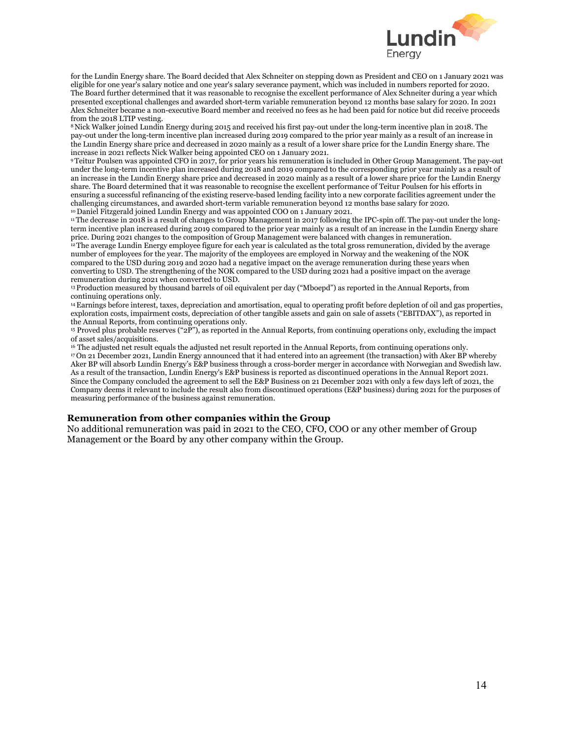for the Lundin Energy share. The Board decided that Alex Schneiter on stepping down as President and CEO on 1 January 2021 was eligible for one year's salary notice and one year's salary severance payment, which was included in numbers reported for 2020. The Board further determined that it was reasonable to recognise the excellent performance of Alex Schneiter during a year which presented exceptional challenges and awarded short-term variable remuneration beyond 12 months base salary for 2020. In 2021 Alex Schneiter became a non-executive Board member and received no fees as he had been paid for notice but did receive proceeds from the 2018 LTIP vesting.

[8] Nick Walker joined Lundin Energy during 2015 and received his first pay-out under the long-term incentive plan in 2018. The pay-out under the long-term incentive plan increased during 2019 compared to the prior year mainly as a result of an increase in the Lundin Energy share price and decreased in 2020 mainly as a result of a lower share price for the Lundin Energy share. The increase in 2021 reflects Nick Walker being appointed CEO on 1 January 2021.

[9] Teitur Poulsen was appointed CFO in 2017, for prior years his remuneration is included in Other Group Management. The pay-out under the long-term incentive plan increased during 2018 and 2019 compared to the corresponding prior year mainly as a result of an increase in the Lundin Energy share price and decreased in 2020 mainly as a result of a lower share price for the Lundin Energy share. The Board determined that it was reasonable to recognise the excellent performance of Teitur Poulsen for his efforts in ensuring a successful refinancing of the existing reserve-based lending facility into a new corporate facilities agreement under the challenging circumstances, and awarded short-term variable remuneration beyond 12 months base salary for 2020.

[10] Daniel Fitzgerald joined Lundin Energy and was appointed COO on 1 January 2021.

[11] The decrease in 2018 is a result of changes to Group Management in 2017 following the IPC-spin off. The pay-out under the long-term incentive plan increased during 2019 compared to the prior year mainly as a result of an increase in the Lundin Energy share price. During 2021 changes to the composition of Group Management were balanced with changes in remuneration.

[12] The average Lundin Energy employee figure for each year is calculated as the total gross remuneration, divided by the average number of employees for the year. The majority of the employees are employed in Norway and the weakening of the NOK compared to the USD during 2019 and 2020 had a negative impact on the average remuneration during these years when converting to USD. The strengthening of the NOK compared to the USD during 2021 had a positive impact on the average remuneration during 2021 when converted to USD.

[13] Production measured by thousand barrels of oil equivalent per day ("Mboepd") as reported in the Annual Reports, from continuing operations only.

[14] Earnings before interest, taxes, depreciation and amortisation, equal to operating profit before depletion of oil and gas properties, exploration costs, impairment costs, depreciation of other tangible assets and gain on sale of assets ("EBITDAX"), as reported in the Annual Reports, from continuing operations only.

[15] Proved plus probable reserves ("2P"), as reported in the Annual Reports, from continuing operations only, excluding the impact of asset sales/acquisitions.

[16] The adjusted net result equals the adjusted net result reported in the Annual Reports, from continuing operations only.

[17] On 21 December 2021, Lundin Energy announced that it had entered into an agreement (the transaction) with Aker BP whereby Aker BP will absorb Lundin Energy's E&P business through a cross-border merger in accordance with Norwegian and Swedish law. As a result of the transaction, Lundin Energy's E&P business is reported as discontinued operations in the Annual Report 2021. Since the Company concluded the agreement to sell the E&P Business on 21 December 2021 with only a few days left of 2021, the Company deems it relevant to include the result also from discontinued operations (E&P business) during 2021 for the purposes of measuring performance of the business against remuneration.

## Remuneration from other companies within the Group

No additional remuneration was paid in 2021 to the CEO, CFO, COO or any other member of Group Management or the Board by any other company within the Group.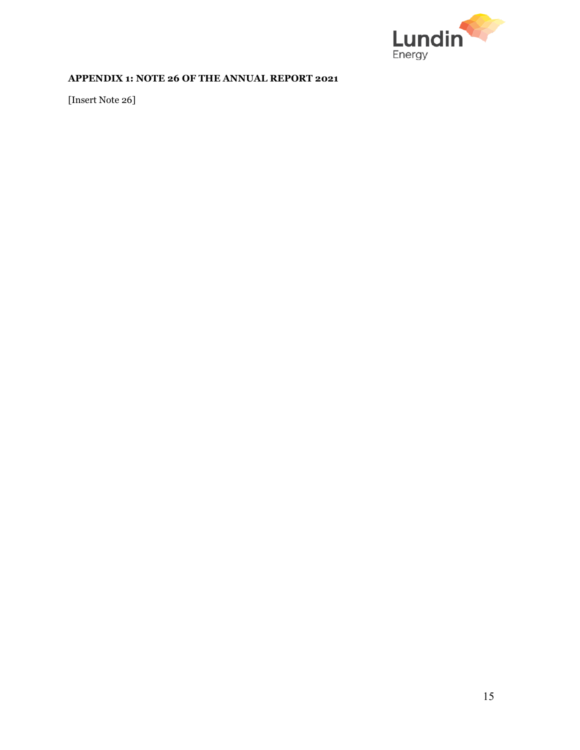**APPENDIX 1: NOTE 26 OF THE ANNUAL REPORT 2021**

[Insert Note 26]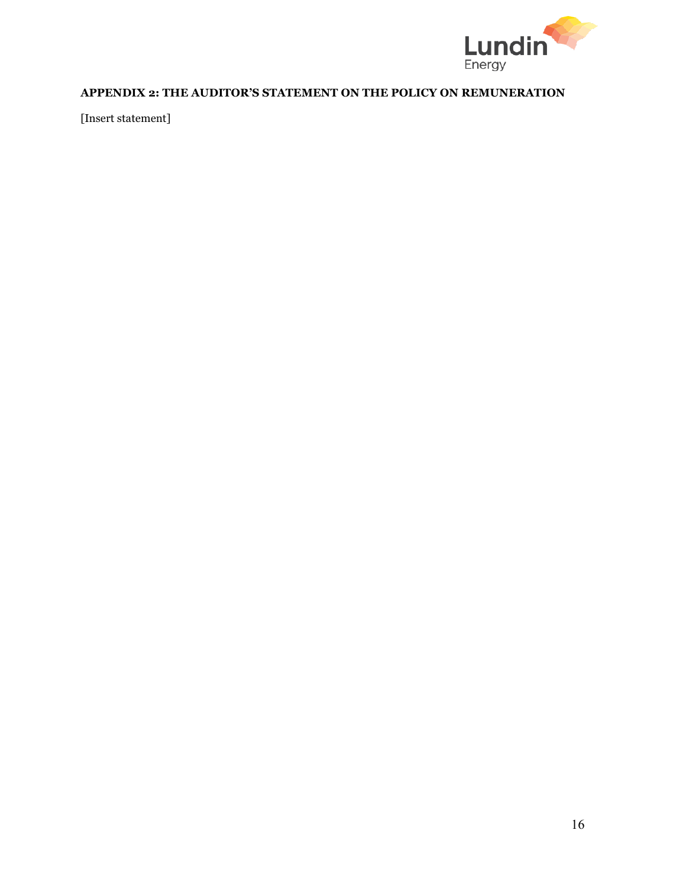**APPENDIX 2: THE AUDITOR'S STATEMENT ON THE POLICY ON REMUNERATION**

[Insert statement]